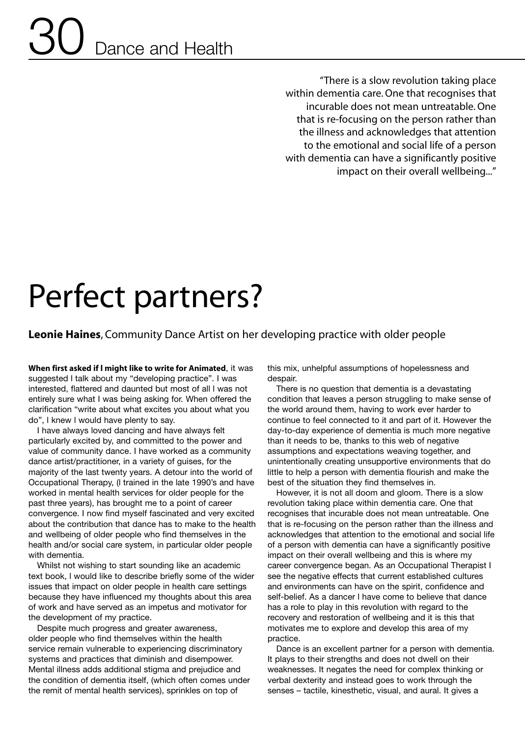"There is a slow revolution taking place within dementia care. One that recognises that incurable does not mean untreatable. One that is re-focusing on the person rather than the illness and acknowledges that attention to the emotional and social life of a person with dementia can have a significantly positive impact on their overall wellbeing..."

# Perfect partners?

**Leonie Haines**, Community Dance Artist on her developing practice with older people

**When first asked if I might like to write for Animated**, it was suggested I talk about my "developing practice". I was interested, flattered and daunted but most of all I was not entirely sure what I was being asking for. When offered the clarification "write about what excites you about what you do", I knew I would have plenty to say.

I have always loved dancing and have always felt particularly excited by, and committed to the power and value of community dance. I have worked as a community dance artist/practitioner, in a variety of guises, for the majority of the last twenty years. A detour into the world of Occupational Therapy, (I trained in the late 1990's and have worked in mental health services for older people for the past three years), has brought me to a point of career convergence. I now find myself fascinated and very excited about the contribution that dance has to make to the health and wellbeing of older people who find themselves in the health and/or social care system, in particular older people with dementia.

Whilst not wishing to start sounding like an academic text book, I would like to describe briefly some of the wider issues that impact on older people in health care settings because they have influenced my thoughts about this area of work and have served as an impetus and motivator for the development of my practice.

Despite much progress and greater awareness, older people who find themselves within the health service remain vulnerable to experiencing discriminatory systems and practices that diminish and disempower. Mental illness adds additional stigma and prejudice and the condition of dementia itself, (which often comes under the remit of mental health services), sprinkles on top of this mix, unhelpful assumptions of hopelessness and despair.

There is no question that dementia is a devastating condition that leaves a person struggling to make sense of the world around them, having to work ever harder to continue to feel connected to it and part of it. However the day-to-day experience of dementia is much more negative than it needs to be, thanks to this web of negative assumptions and expectations weaving together, and unintentionally creating unsupportive environments that do little to help a person with dementia flourish and make the best of the situation they find themselves in.

However, it is not all doom and gloom. There is a slow revolution taking place within dementia care. One that recognises that incurable does not mean untreatable. One that is re-focusing on the person rather than the illness and acknowledges that attention to the emotional and social life of a person with dementia can have a significantly positive impact on their overall wellbeing and this is where my career convergence began. As an Occupational Therapist I see the negative effects that current established cultures and environments can have on the spirit, confidence and self-belief. As a dancer I have come to believe that dance has a role to play in this revolution with regard to the recovery and restoration of wellbeing and it is this that motivates me to explore and develop this area of my practice.

Dance is an excellent partner for a person with dementia. It plays to their strengths and does not dwell on their weaknesses. It negates the need for complex thinking or verbal dexterity and instead goes to work through the senses – tactile, kinesthetic, visual, and aural. It gives a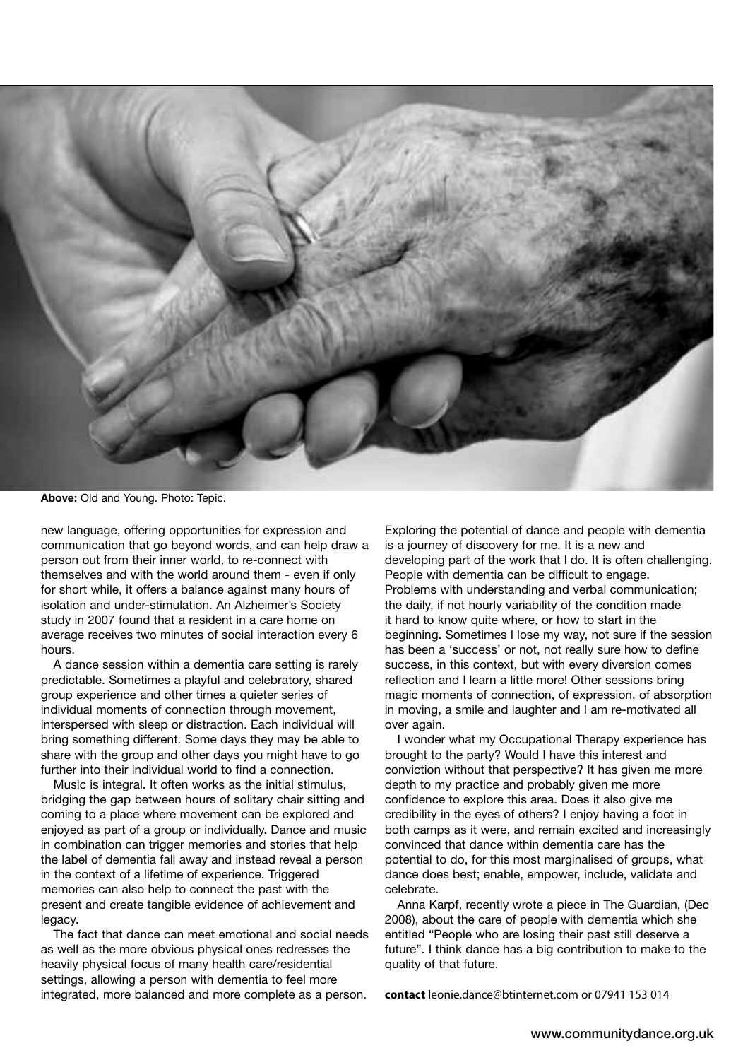**Above:** Old and Young. Photo: Tepic.

new language, offering opportunities for expression and communication that go beyond words, and can help draw a person out from their inner world, to re-connect with themselves and with the world around them - even if only for short while, it offers a balance against many hours of isolation and under-stimulation. An Alzheimer's Society study in 2007 found that a resident in a care home on average receives two minutes of social interaction every 6 hours.

A dance session within a dementia care setting is rarely predictable. Sometimes a playful and celebratory, shared group experience and other times a quieter series of individual moments of connection through movement, interspersed with sleep or distraction. Each individual will bring something different. Some days they may be able to share with the group and other days you might have to go further into their individual world to find a connection.

Music is integral. It often works as the initial stimulus, bridging the gap between hours of solitary chair sitting and coming to a place where movement can be explored and enjoyed as part of a group or individually. Dance and music in combination can trigger memories and stories that help the label of dementia fall away and instead reveal a person in the context of a lifetime of experience. Triggered memories can also help to connect the past with the present and create tangible evidence of achievement and legacy.

The fact that dance can meet emotional and social needs as well as the more obvious physical ones redresses the heavily physical focus of many health care/residential settings, allowing a person with dementia to feel more integrated, more balanced and more complete as a person.

Exploring the potential of dance and people with dementia is a journey of discovery for me. It is a new and developing part of the work that I do. It is often challenging. People with dementia can be difficult to engage. Problems with understanding and verbal communication; the daily, if not hourly variability of the condition made it hard to know quite where, or how to start in the beginning. Sometimes I lose my way, not sure if the session has been a 'success' or not, not really sure how to define success, in this context, but with every diversion comes reflection and I learn a little more! Other sessions bring magic moments of connection, of expression, of absorption in moving, a smile and laughter and I am re-motivated all over again.

I wonder what my Occupational Therapy experience has brought to the party? Would I have this interest and conviction without that perspective? It has given me more depth to my practice and probably given me more confidence to explore this area. Does it also give me credibility in the eyes of others? I enjoy having a foot in both camps as it were, and remain excited and increasingly convinced that dance within dementia care has the potential to do, for this most marginalised of groups, what dance does best; enable, empower, include, validate and celebrate.

Anna Karpf, recently wrote a piece in The Guardian, (Dec 2008), about the care of people with dementia which she entitled "People who are losing their past still deserve a future". I think dance has a big contribution to make to the quality of that future.

**contact** leonie.dance@btinternet.com or 07941 153 014